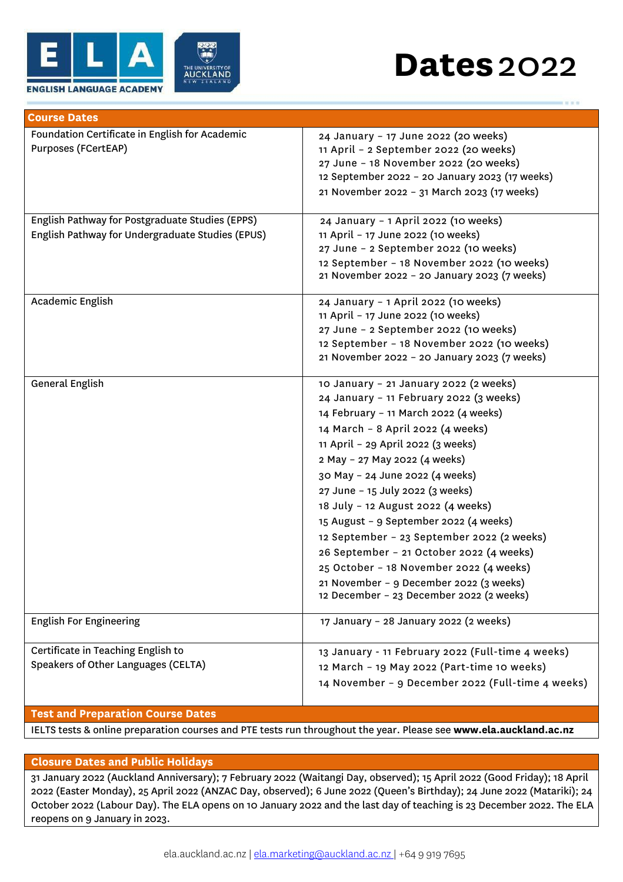# Dates 2022

ENGLISH LANGUAGE ACADEMY

| Course Dates | |
|---|---|
| Foundation Certificate in English for Academic Purposes (FCertEAP) | 24 January – 17 June 2022 (20 weeks)<br>11 April – 2 September 2022 (20 weeks)<br>27 June – 18 November 2022 (20 weeks)<br>12 September 2022 – 20 January 2023 (17 weeks)<br>21 November 2022 – 31 March 2023 (17 weeks) |
| English Pathway for Postgraduate Studies (EPPS)<br>English Pathway for Undergraduate Studies (EPUS) | 24 January – 1 April 2022 (10 weeks)<br>11 April – 17 June 2022 (10 weeks)<br>27 June – 2 September 2022 (10 weeks)<br>12 September – 18 November 2022 (10 weeks)<br>21 November 2022 – 20 January 2023 (7 weeks) |
| Academic English | 24 January – 1 April 2022 (10 weeks)<br>11 April – 17 June 2022 (10 weeks)<br>27 June – 2 September 2022 (10 weeks)<br>12 September – 18 November 2022 (10 weeks)<br>21 November 2022 – 20 January 2023 (7 weeks) |
| General English | 10 January – 21 January 2022 (2 weeks)<br>24 January – 11 February 2022 (3 weeks)<br>14 February – 11 March 2022 (4 weeks)<br>14 March – 8 April 2022 (4 weeks)<br>11 April – 29 April 2022 (3 weeks)<br>2 May – 27 May 2022 (4 weeks)<br>30 May – 24 June 2022 (4 weeks)<br>27 June – 15 July 2022 (3 weeks)<br>18 July – 12 August 2022 (4 weeks)<br>15 August – 9 September 2022 (4 weeks)<br>12 September – 23 September 2022 (2 weeks)<br>26 September – 21 October 2022 (4 weeks)<br>25 October – 18 November 2022 (4 weeks)<br>21 November – 9 December 2022 (3 weeks)<br>12 December – 23 December 2022 (2 weeks) |
| English For Engineering | 17 January – 28 January 2022 (2 weeks) |
| Certificate in Teaching English to Speakers of Other Languages (CELTA) | 13 January - 11 February 2022 (Full-time 4 weeks)<br>12 March – 19 May 2022 (Part-time 10 weeks)<br>14 November – 9 December 2022 (Full-time 4 weeks) |

## Test and Preparation Course Dates

IELTS tests & online preparation courses and PTE tests run throughout the year. Please see **www.ela.auckland.ac.nz**

## Closure Dates and Public Holidays

31 January 2022 (Auckland Anniversary); 7 February 2022 (Waitangi Day, observed); 15 April 2022 (Good Friday); 18 April 2022 (Easter Monday), 25 April 2022 (ANZAC Day, observed); 6 June 2022 (Queen's Birthday); 24 June 2022 (Matariki); 24 October 2022 (Labour Day). The ELA opens on 10 January 2022 and the last day of teaching is 23 December 2022. The ELA reopens on 9 January in 2023.

ela.auckland.ac.nz | ela.marketing@auckland.ac.nz | +64 9 919 7695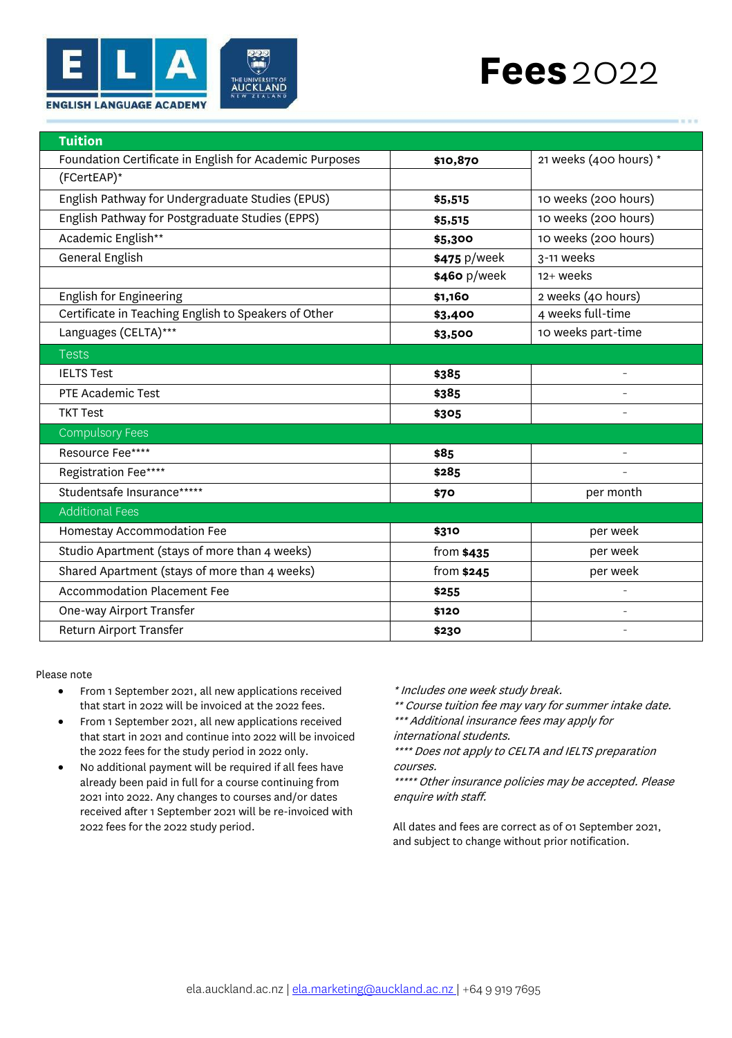# Fees 2022

ENGLISH LANGUAGE ACADEMY

| | | |
|---|---|---|
| **Tuition** | | |
| Foundation Certificate in English for Academic Purposes (FCertEAP)* | **$10,870** | 21 weeks (400 hours) * |
| English Pathway for Undergraduate Studies (EPUS) | **$5,515** | 10 weeks (200 hours) |
| English Pathway for Postgraduate Studies (EPPS) | **$5,515** | 10 weeks (200 hours) |
| Academic English** | **$5,300** | 10 weeks (200 hours) |
| General English | **$475** p/week | 3-11 weeks |
| | **$460** p/week | 12+ weeks |
| English for Engineering | **$1,160** | 2 weeks (40 hours) |
| Certificate in Teaching English to Speakers of Other Languages (CELTA)*** | **$3,400** | 4 weeks full-time |
| | **$3,500** | 10 weeks part-time |
| Tests | | |
| IELTS Test | **$385** | - |
| PTE Academic Test | **$385** | - |
| TKT Test | **$305** | - |
| Compulsory Fees | | |
| Resource Fee**** | **$85** | - |
| Registration Fee**** | **$285** | - |
| Studentsafe Insurance***** | **$70** | per month |
| Additional Fees | | |
| Homestay Accommodation Fee | **$310** | per week |
| Studio Apartment (stays of more than 4 weeks) | from **$435** | per week |
| Shared Apartment (stays of more than 4 weeks) | from **$245** | per week |
| Accommodation Placement Fee | **$255** | - |
| One-way Airport Transfer | **$120** | - |
| Return Airport Transfer | **$230** | - |

Please note

- From 1 September 2021, all new applications received that start in 2022 will be invoiced at the 2022 fees.
- From 1 September 2021, all new applications received that start in 2021 and continue into 2022 will be invoiced the 2022 fees for the study period in 2022 only.
- No additional payment will be required if all fees have already been paid in full for a course continuing from 2021 into 2022. Any changes to courses and/or dates received after 1 September 2021 will be re-invoiced with 2022 fees for the 2022 study period.

*\* Includes one week study break.*
*\*\* Course tuition fee may vary for summer intake date.*
*\*\*\* Additional insurance fees may apply for international students.*
*\*\*\*\* Does not apply to CELTA and IELTS preparation courses.*
*\*\*\*\*\* Other insurance policies may be accepted. Please enquire with staff.*

All dates and fees are correct as of 01 September 2021, and subject to change without prior notification.

ela.auckland.ac.nz | ela.marketing@auckland.ac.nz | +64 9 919 7695